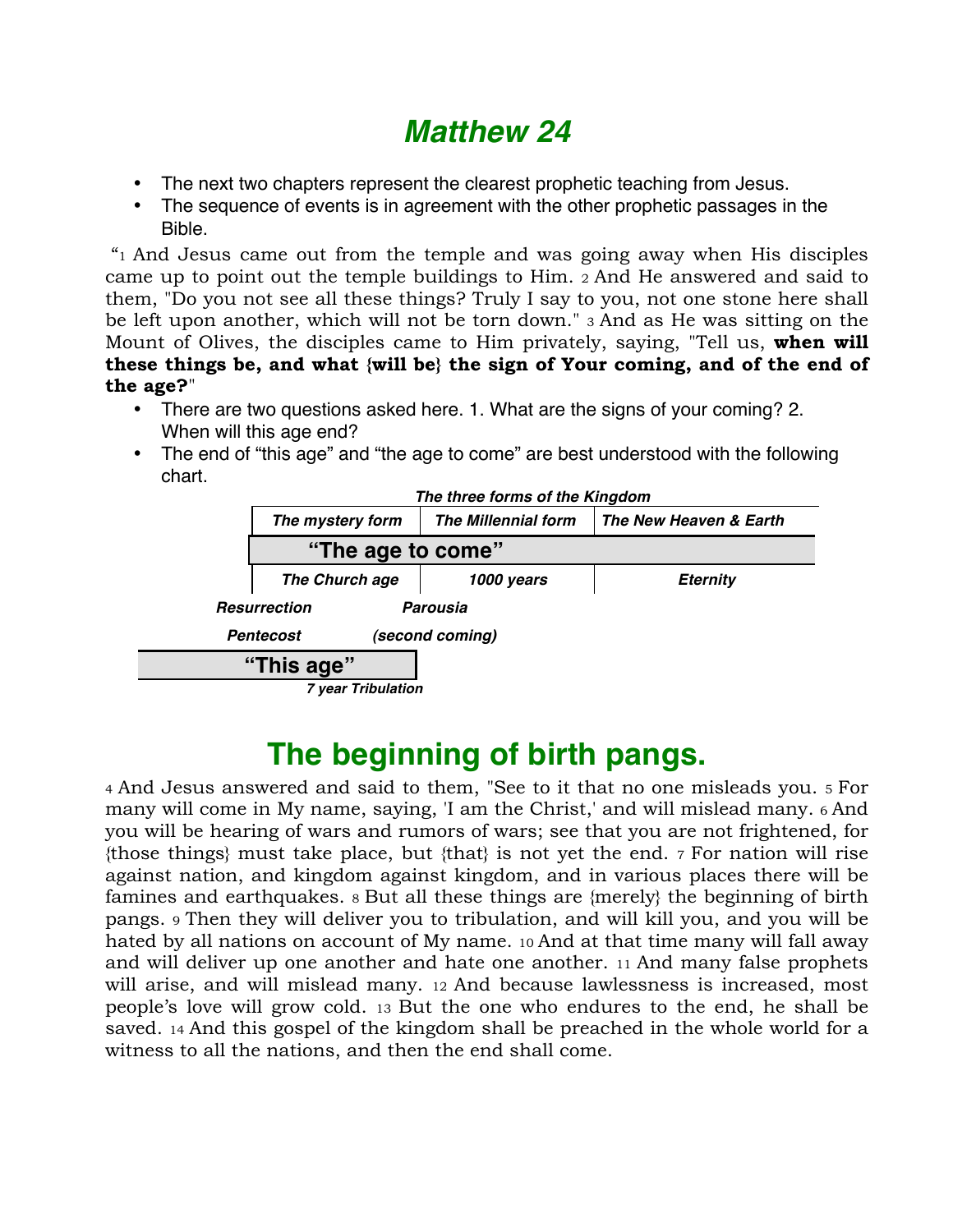# *Matthew 24*

- The next two chapters represent the clearest prophetic teaching from Jesus.
- The sequence of events is in agreement with the other prophetic passages in the Bible.

"1 And Jesus came out from the temple and was going away when His disciples came up to point out the temple buildings to Him. 2 And He answered and said to them, "Do you not see all these things? Truly I say to you, not one stone here shall be left upon another, which will not be torn down." 3 And as He was sitting on the Mount of Olives, the disciples came to Him privately, saying, "Tell us, **when will these things be, and what {will be} the sign of Your coming, and of the end of the age?**"

- There are two questions asked here. 1. What are the signs of your coming? 2. When will this age end?
- The end of "this age" and "the age to come" are best understood with the following chart.

***The three forms of the Kingdom***

| *The mystery form* | *The Millennial form* | *The New Heaven & Earth* |
|---|---|---|
| **"The age to come"** | | |
| *The Church age* | *1000 years* | *Eternity* |

***Resurrection*** ***Parousia***

***Pentecost*** ***(second coming)***

**"This age"**

***7 year Tribulation***

## The beginning of birth pangs.

4 And Jesus answered and said to them, "See to it that no one misleads you. 5 For many will come in My name, saying, 'I am the Christ,' and will mislead many. 6 And you will be hearing of wars and rumors of wars; see that you are not frightened, for {those things} must take place, but {that} is not yet the end. 7 For nation will rise against nation, and kingdom against kingdom, and in various places there will be famines and earthquakes. 8 But all these things are {merely} the beginning of birth pangs. 9 Then they will deliver you to tribulation, and will kill you, and you will be hated by all nations on account of My name. 10 And at that time many will fall away and will deliver up one another and hate one another. 11 And many false prophets will arise, and will mislead many. 12 And because lawlessness is increased, most people's love will grow cold. 13 But the one who endures to the end, he shall be saved. 14 And this gospel of the kingdom shall be preached in the whole world for a witness to all the nations, and then the end shall come.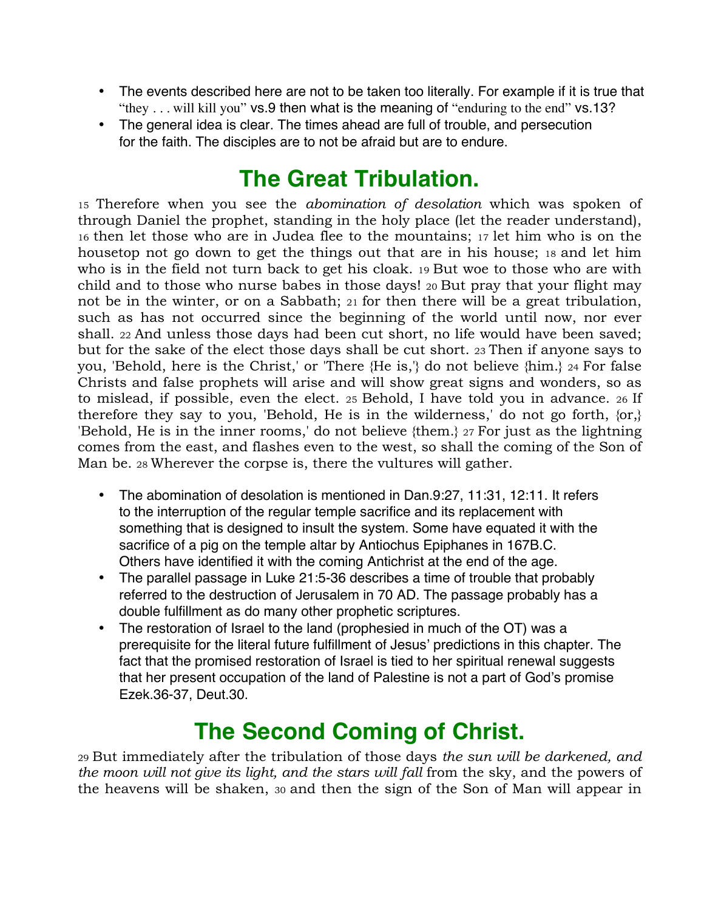- The events described here are not to be taken too literally. For example if it is true that "they . . . will kill you" vs.9 then what is the meaning of "enduring to the end" vs.13?
- The general idea is clear. The times ahead are full of trouble, and persecution for the faith. The disciples are to not be afraid but are to endure.

## The Great Tribulation.

15 Therefore when you see the *abomination of desolation* which was spoken of through Daniel the prophet, standing in the holy place (let the reader understand), 16 then let those who are in Judea flee to the mountains; 17 let him who is on the housetop not go down to get the things out that are in his house; 18 and let him who is in the field not turn back to get his cloak. 19 But woe to those who are with child and to those who nurse babes in those days! 20 But pray that your flight may not be in the winter, or on a Sabbath; 21 for then there will be a great tribulation, such as has not occurred since the beginning of the world until now, nor ever shall. 22 And unless those days had been cut short, no life would have been saved; but for the sake of the elect those days shall be cut short. 23 Then if anyone says to you, 'Behold, here is the Christ,' or 'There {He is,'} do not believe {him.} 24 For false Christs and false prophets will arise and will show great signs and wonders, so as to mislead, if possible, even the elect. 25 Behold, I have told you in advance. 26 If therefore they say to you, 'Behold, He is in the wilderness,' do not go forth, {or,} 'Behold, He is in the inner rooms,' do not believe {them.} 27 For just as the lightning comes from the east, and flashes even to the west, so shall the coming of the Son of Man be. 28 Wherever the corpse is, there the vultures will gather.

- The abomination of desolation is mentioned in Dan.9:27, 11:31, 12:11. It refers to the interruption of the regular temple sacrifice and its replacement with something that is designed to insult the system. Some have equated it with the sacrifice of a pig on the temple altar by Antiochus Epiphanes in 167B.C. Others have identified it with the coming Antichrist at the end of the age.
- The parallel passage in Luke 21:5-36 describes a time of trouble that probably referred to the destruction of Jerusalem in 70 AD. The passage probably has a double fulfillment as do many other prophetic scriptures.
- The restoration of Israel to the land (prophesied in much of the OT) was a prerequisite for the literal future fulfillment of Jesus' predictions in this chapter. The fact that the promised restoration of Israel is tied to her spiritual renewal suggests that her present occupation of the land of Palestine is not a part of God's promise Ezek.36-37, Deut.30.

## The Second Coming of Christ.

29 But immediately after the tribulation of those days *the sun will be darkened, and the moon will not give its light, and the stars will fall* from the sky, and the powers of the heavens will be shaken, 30 and then the sign of the Son of Man will appear in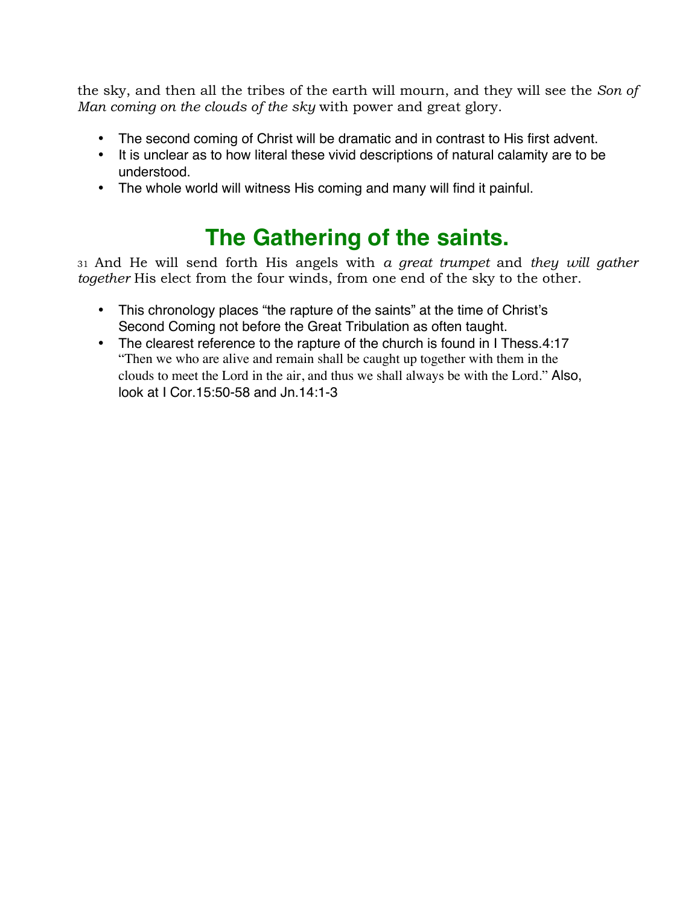the sky, and then all the tribes of the earth will mourn, and they will see the *Son of Man coming on the clouds of the sky* with power and great glory.

- The second coming of Christ will be dramatic and in contrast to His first advent.
- It is unclear as to how literal these vivid descriptions of natural calamity are to be understood.
- The whole world will witness His coming and many will find it painful.

## The Gathering of the saints.

31 And He will send forth His angels with *a great trumpet* and *they will gather together* His elect from the four winds, from one end of the sky to the other.

- This chronology places "the rapture of the saints" at the time of Christ's Second Coming not before the Great Tribulation as often taught.
- The clearest reference to the rapture of the church is found in I Thess.4:17 "Then we who are alive and remain shall be caught up together with them in the clouds to meet the Lord in the air, and thus we shall always be with the Lord." Also, look at I Cor.15:50-58 and Jn.14:1-3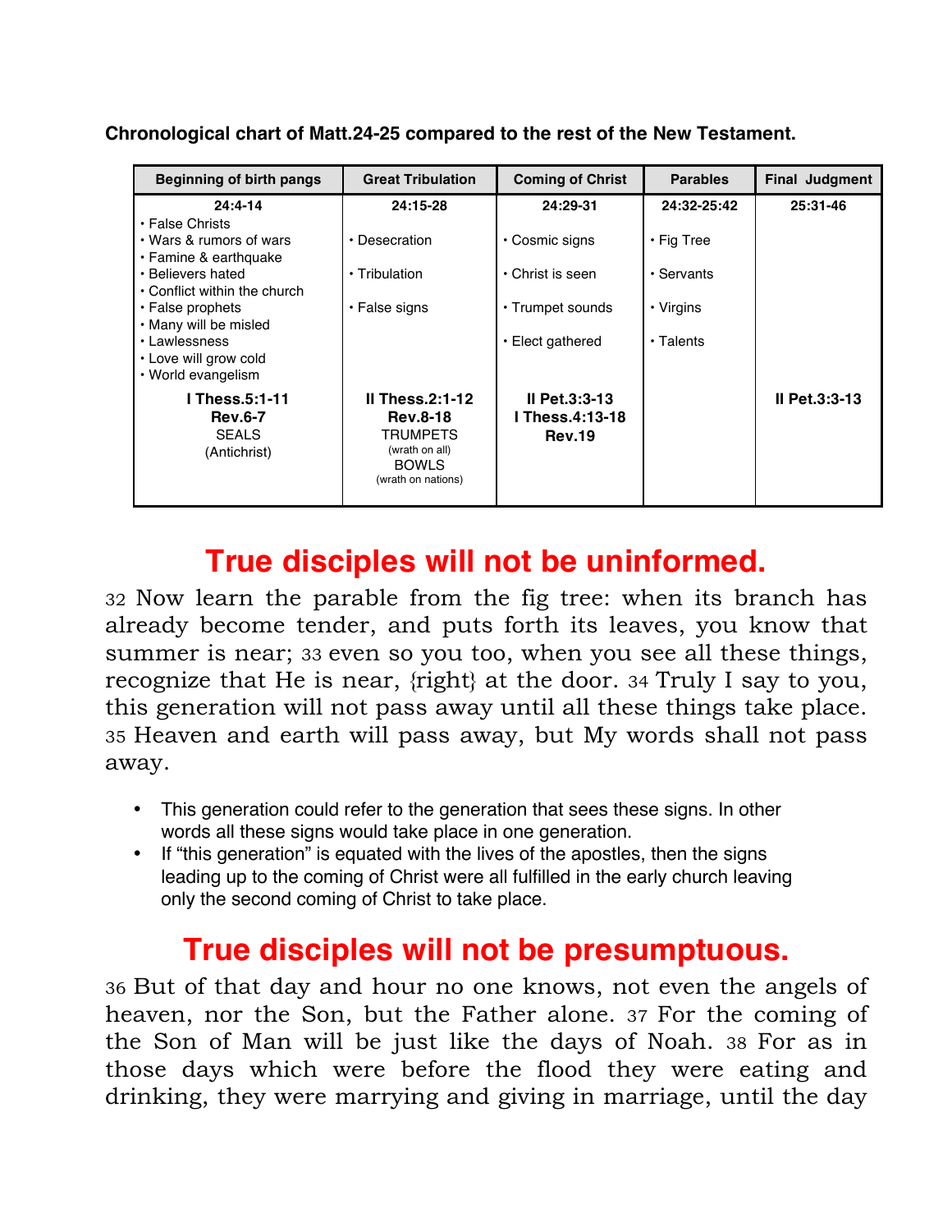**Chronological chart of Matt.24-25 compared to the rest of the New Testament.**

| Beginning of birth pangs | Great Tribulation | Coming of Christ | Parables | Final Judgment |
|---|---|---|---|---|
| **24:4-14** | **24:15-28** | **24:29-31** | **24:32-25:42** | **25:31-46** |
| • False Christs<br>• Wars & rumors of wars<br>• Famine & earthquake<br>• Believers hated<br>• Conflict within the church<br>• False prophets<br>• Many will be misled<br>• Lawlessness<br>• Love will grow cold<br>• World evangelism | • Desecration<br>• Tribulation<br>• False signs | • Cosmic signs<br>• Christ is seen<br>• Trumpet sounds<br>• Elect gathered | • Fig Tree<br>• Servants<br>• Virgins<br>• Talents | |
| **I Thess.5:1-11**<br>**Rev.6-7**<br>SEALS<br>(Antichrist) | **II Thess.2:1-12**<br>**Rev.8-18**<br>TRUMPETS<br>(wrath on all)<br>BOWLS<br>(wrath on nations) | **II Pet.3:3-13**<br>**I Thess.4:13-18**<br>**Rev.19** | | **II Pet.3:3-13** |

# True disciples will not be uninformed.

32 Now learn the parable from the fig tree: when its branch has already become tender, and puts forth its leaves, you know that summer is near; 33 even so you too, when you see all these things, recognize that He is near, {right} at the door. 34 Truly I say to you, this generation will not pass away until all these things take place. 35 Heaven and earth will pass away, but My words shall not pass away.

- This generation could refer to the generation that sees these signs. In other words all these signs would take place in one generation.
- If "this generation" is equated with the lives of the apostles, then the signs leading up to the coming of Christ were all fulfilled in the early church leaving only the second coming of Christ to take place.

# True disciples will not be presumptuous.

36 But of that day and hour no one knows, not even the angels of heaven, nor the Son, but the Father alone. 37 For the coming of the Son of Man will be just like the days of Noah. 38 For as in those days which were before the flood they were eating and drinking, they were marrying and giving in marriage, until the day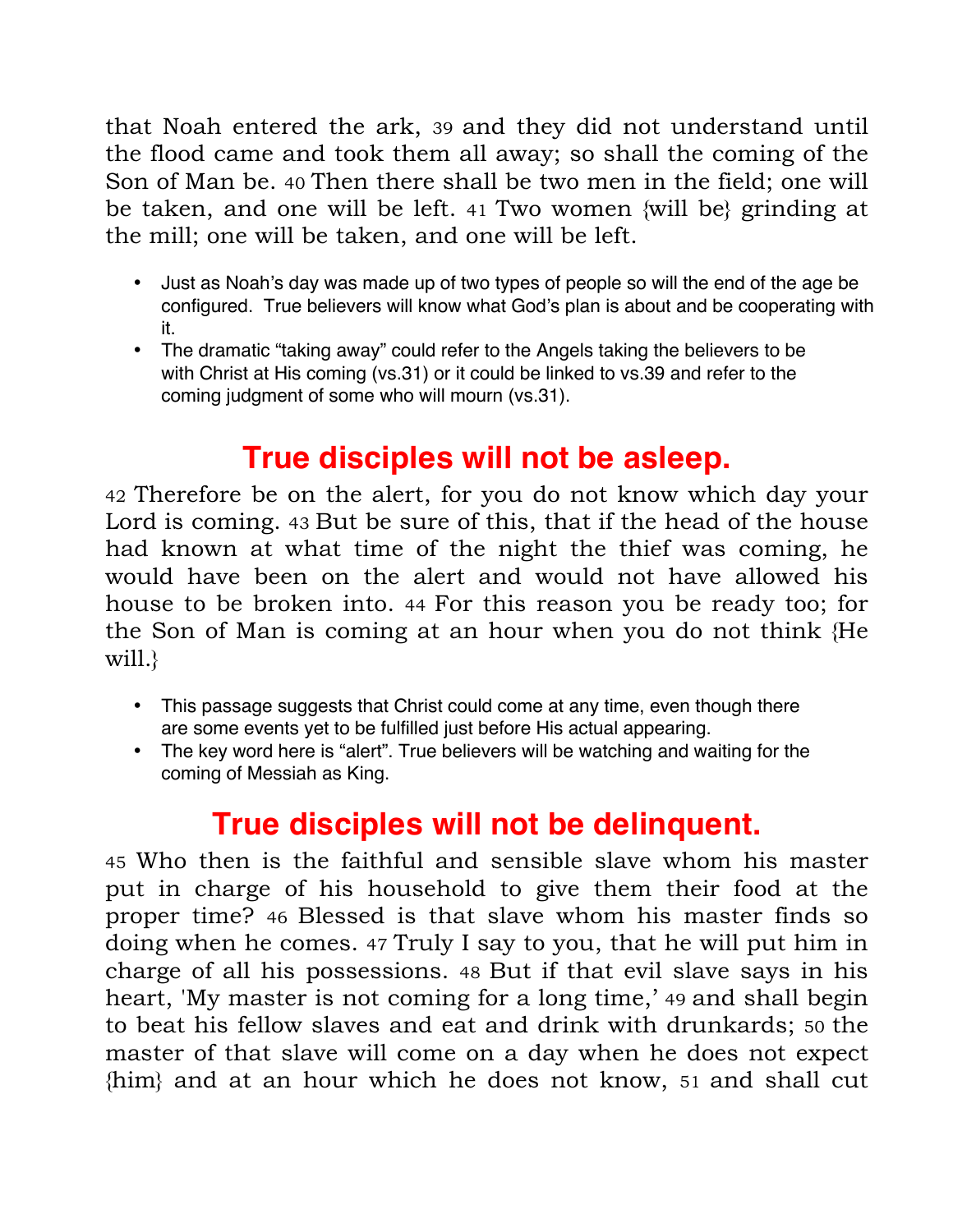that Noah entered the ark, 39 and they did not understand until the flood came and took them all away; so shall the coming of the Son of Man be. 40 Then there shall be two men in the field; one will be taken, and one will be left. 41 Two women {will be} grinding at the mill; one will be taken, and one will be left.

- Just as Noah's day was made up of two types of people so will the end of the age be configured. True believers will know what God's plan is about and be cooperating with it.
- The dramatic "taking away" could refer to the Angels taking the believers to be with Christ at His coming (vs.31) or it could be linked to vs.39 and refer to the coming judgment of some who will mourn (vs.31).

## True disciples will not be asleep.

42 Therefore be on the alert, for you do not know which day your Lord is coming. 43 But be sure of this, that if the head of the house had known at what time of the night the thief was coming, he would have been on the alert and would not have allowed his house to be broken into. 44 For this reason you be ready too; for the Son of Man is coming at an hour when you do not think {He will.}

- This passage suggests that Christ could come at any time, even though there are some events yet to be fulfilled just before His actual appearing.
- The key word here is "alert". True believers will be watching and waiting for the coming of Messiah as King.

## True disciples will not be delinquent.

45 Who then is the faithful and sensible slave whom his master put in charge of his household to give them their food at the proper time? 46 Blessed is that slave whom his master finds so doing when he comes. 47 Truly I say to you, that he will put him in charge of all his possessions. 48 But if that evil slave says in his heart, 'My master is not coming for a long time,' 49 and shall begin to beat his fellow slaves and eat and drink with drunkards; 50 the master of that slave will come on a day when he does not expect {him} and at an hour which he does not know, 51 and shall cut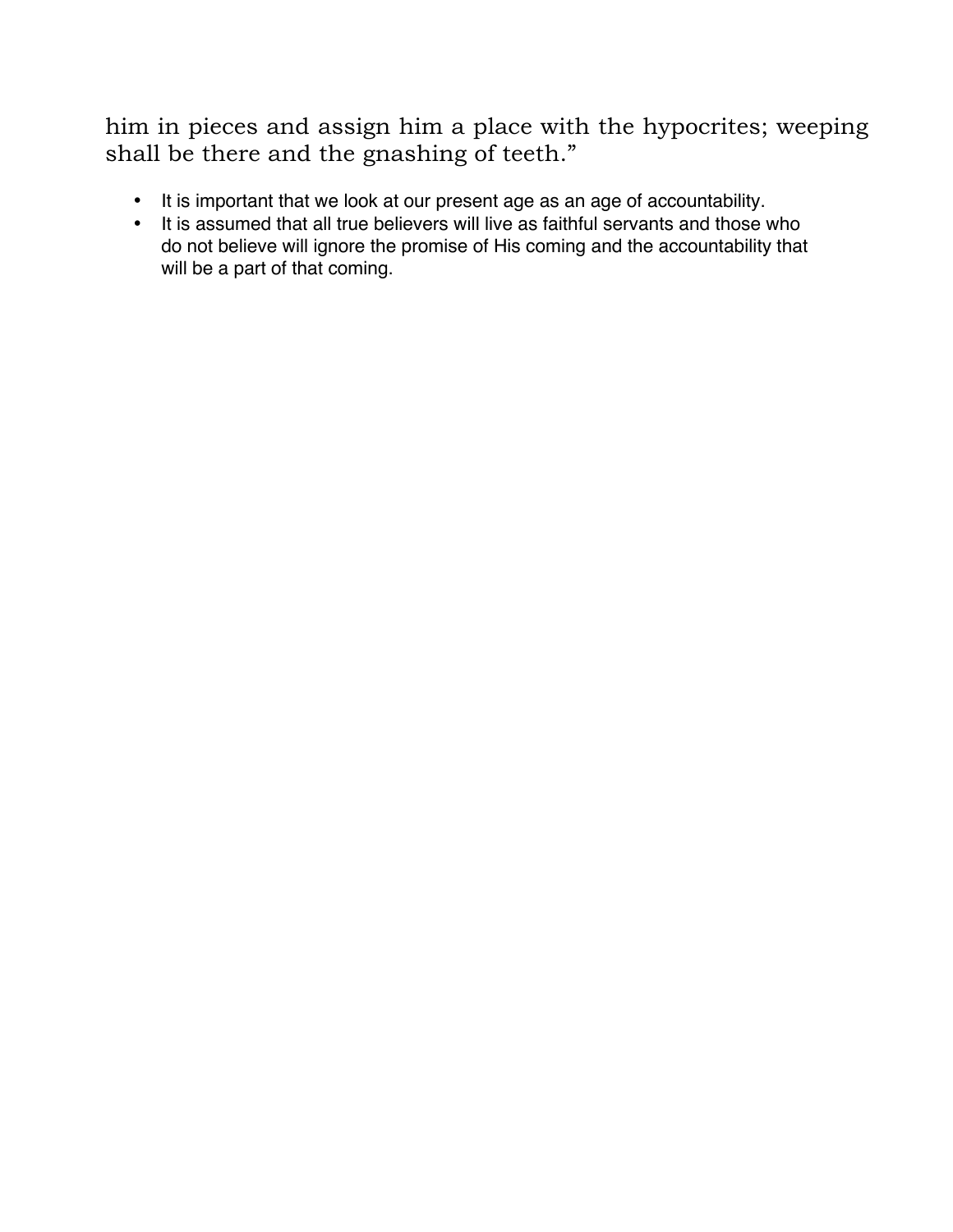him in pieces and assign him a place with the hypocrites; weeping shall be there and the gnashing of teeth."

- It is important that we look at our present age as an age of accountability.
- It is assumed that all true believers will live as faithful servants and those who do not believe will ignore the promise of His coming and the accountability that will be a part of that coming.